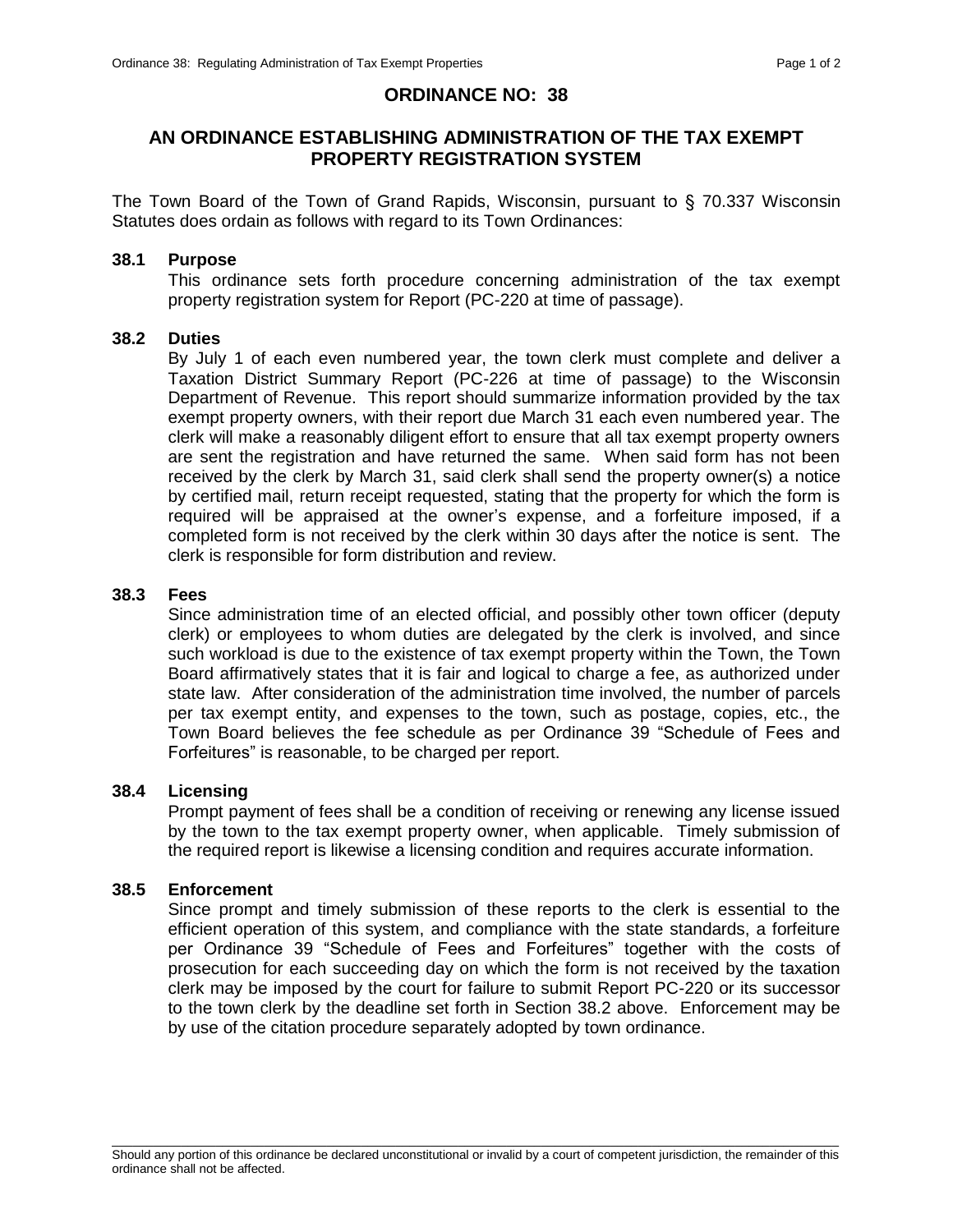# ORDINANCE NO: 38

## AN ORDINANCE ESTABLISHING ADMINISTRATION OF THE TAX EXEMPT PROPERTY REGISTRATION SYSTEM

The Town Board of the Town of Grand Rapids, Wisconsin, pursuant to § 70.337 Wisconsin Statutes does ordain as follows with regard to its Town Ordinances:

### 38.1 Purpose

This ordinance sets forth procedure concerning administration of the tax exempt property registration system for Report (PC-220 at time of passage).

### 38.2 Duties

By July 1 of each even numbered year, the town clerk must complete and deliver a Taxation District Summary Report (PC-226 at time of passage) to the Wisconsin Department of Revenue. This report should summarize information provided by the tax exempt property owners, with their report due March 31 each even numbered year. The clerk will make a reasonably diligent effort to ensure that all tax exempt property owners are sent the registration and have returned the same. When said form has not been received by the clerk by March 31, said clerk shall send the property owner(s) a notice by certified mail, return receipt requested, stating that the property for which the form is required will be appraised at the owner's expense, and a forfeiture imposed, if a completed form is not received by the clerk within 30 days after the notice is sent. The clerk is responsible for form distribution and review.

### 38.3 Fees

Since administration time of an elected official, and possibly other town officer (deputy clerk) or employees to whom duties are delegated by the clerk is involved, and since such workload is due to the existence of tax exempt property within the Town, the Town Board affirmatively states that it is fair and logical to charge a fee, as authorized under state law. After consideration of the administration time involved, the number of parcels per tax exempt entity, and expenses to the town, such as postage, copies, etc., the Town Board believes the fee schedule as per Ordinance 39 "Schedule of Fees and Forfeitures" is reasonable, to be charged per report.

### 38.4 Licensing

Prompt payment of fees shall be a condition of receiving or renewing any license issued by the town to the tax exempt property owner, when applicable. Timely submission of the required report is likewise a licensing condition and requires accurate information.

### 38.5 Enforcement

Since prompt and timely submission of these reports to the clerk is essential to the efficient operation of this system, and compliance with the state standards, a forfeiture per Ordinance 39 "Schedule of Fees and Forfeitures" together with the costs of prosecution for each succeeding day on which the form is not received by the taxation clerk may be imposed by the court for failure to submit Report PC-220 or its successor to the town clerk by the deadline set forth in Section 38.2 above. Enforcement may be by use of the citation procedure separately adopted by town ordinance.

---

Should any portion of this ordinance be declared unconstitutional or invalid by a court of competent jurisdiction, the remainder of this ordinance shall not be affected.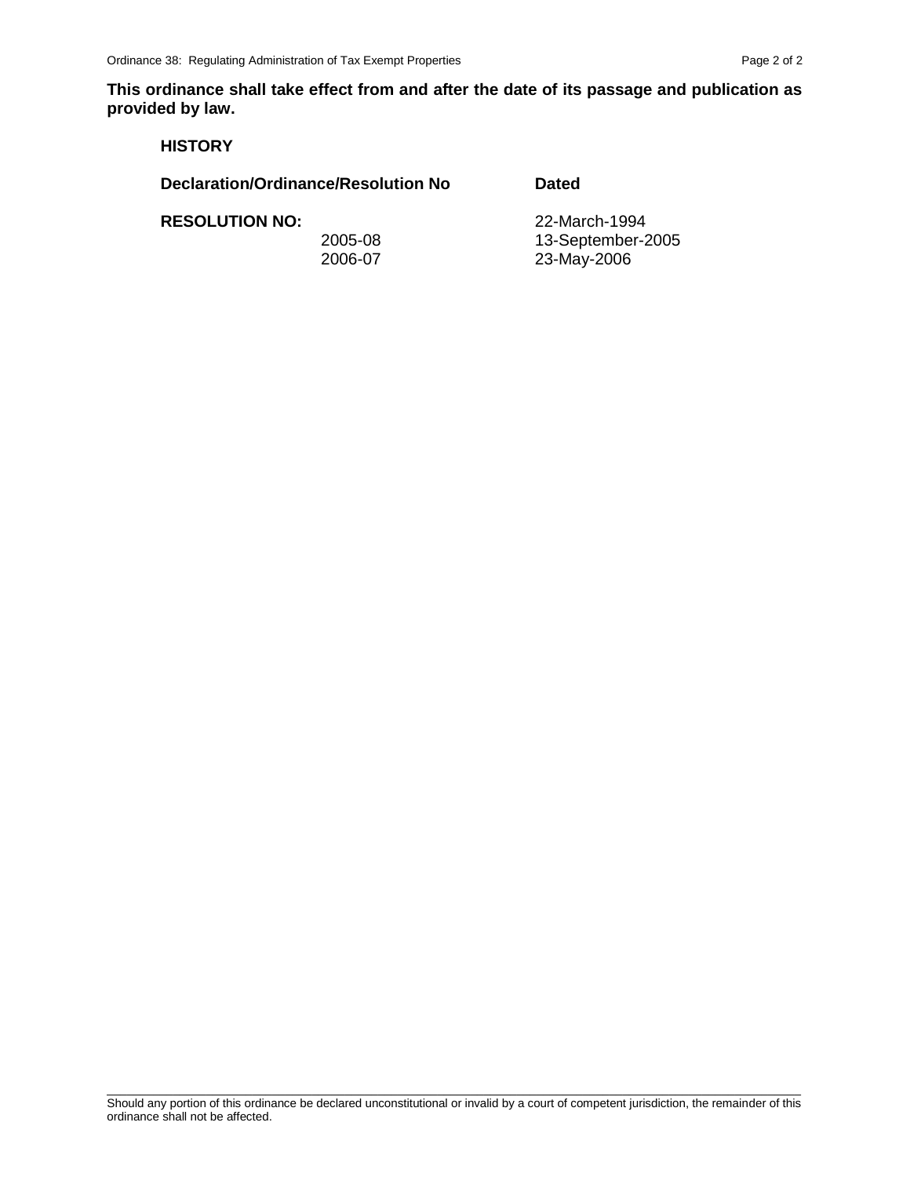**This ordinance shall take effect from and after the date of its passage and publication as provided by law.**

**HISTORY**

| Declaration/Ordinance/Resolution No | | Dated |
|---|---|---|
| RESOLUTION NO: | | 22-March-1994 |
| | 2005-08 | 13-September-2005 |
| | 2006-07 | 23-May-2006 |

Should any portion of this ordinance be declared unconstitutional or invalid by a court of competent jurisdiction, the remainder of this ordinance shall not be affected.